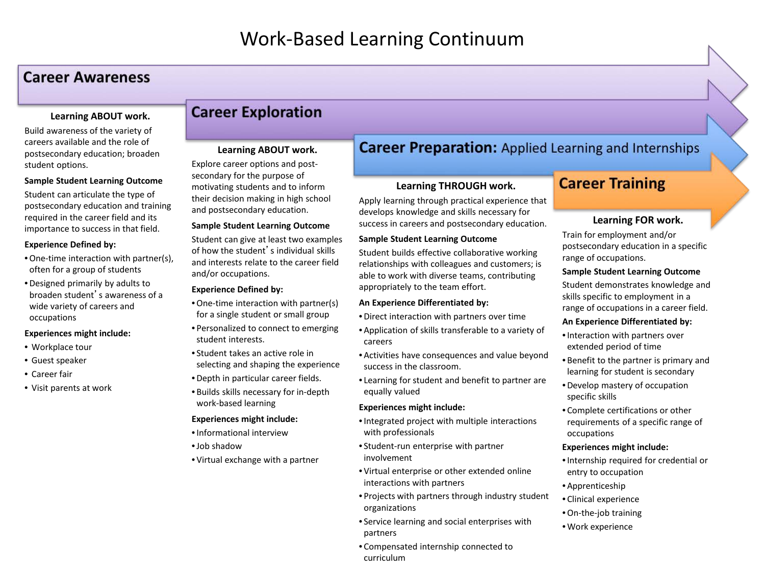# Work-Based Learning Continuum

## Career Awareness

**Learning ABOUT work.**

Build awareness of the variety of careers available and the role of postsecondary education; broaden student options.

**Sample Student Learning Outcome**

Student can articulate the type of postsecondary education and training required in the career field and its importance to success in that field.

**Experience Defined by:**

- One-time interaction with partner(s), often for a group of students
- Designed primarily by adults to broaden student's awareness of a wide variety of careers and occupations

**Experiences might include:**

- Workplace tour
- Guest speaker
- Career fair
- Visit parents at work

## Career Exploration

**Learning ABOUT work.**

Explore career options and post-secondary for the purpose of motivating students and to inform their decision making in high school and postsecondary education.

**Sample Student Learning Outcome**

Student can give at least two examples of how the student's individual skills and interests relate to the career field and/or occupations.

**Experience Defined by:**

- One-time interaction with partner(s) for a single student or small group
- Personalized to connect to emerging student interests.
- Student takes an active role in selecting and shaping the experience
- Depth in particular career fields.
- Builds skills necessary for in-depth work-based learning

**Experiences might include:**

- Informational interview
- Job shadow
- Virtual exchange with a partner

## Career Preparation: Applied Learning and Internships

**Learning THROUGH work.**

Apply learning through practical experience that develops knowledge and skills necessary for success in careers and postsecondary education.

**Sample Student Learning Outcome**

Student builds effective collaborative working relationships with colleagues and customers; is able to work with diverse teams, contributing appropriately to the team effort.

**An Experience Differentiated by:**

- Direct interaction with partners over time
- Application of skills transferable to a variety of careers
- Activities have consequences and value beyond success in the classroom.
- Learning for student and benefit to partner are equally valued

**Experiences might include:**

- Integrated project with multiple interactions with professionals
- Student-run enterprise with partner involvement
- Virtual enterprise or other extended online interactions with partners
- Projects with partners through industry student organizations
- Service learning and social enterprises with partners
- Compensated internship connected to curriculum

## Career Training

**Learning FOR work.**

Train for employment and/or postsecondary education in a specific range of occupations.

**Sample Student Learning Outcome**

Student demonstrates knowledge and skills specific to employment in a range of occupations in a career field.

**An Experience Differentiated by:**

- Interaction with partners over extended period of time
- Benefit to the partner is primary and learning for student is secondary
- Develop mastery of occupation specific skills
- Complete certifications or other requirements of a specific range of occupations

**Experiences might include:**

- Internship required for credential or entry to occupation
- Apprenticeship
- Clinical experience
- On-the-job training
- Work experience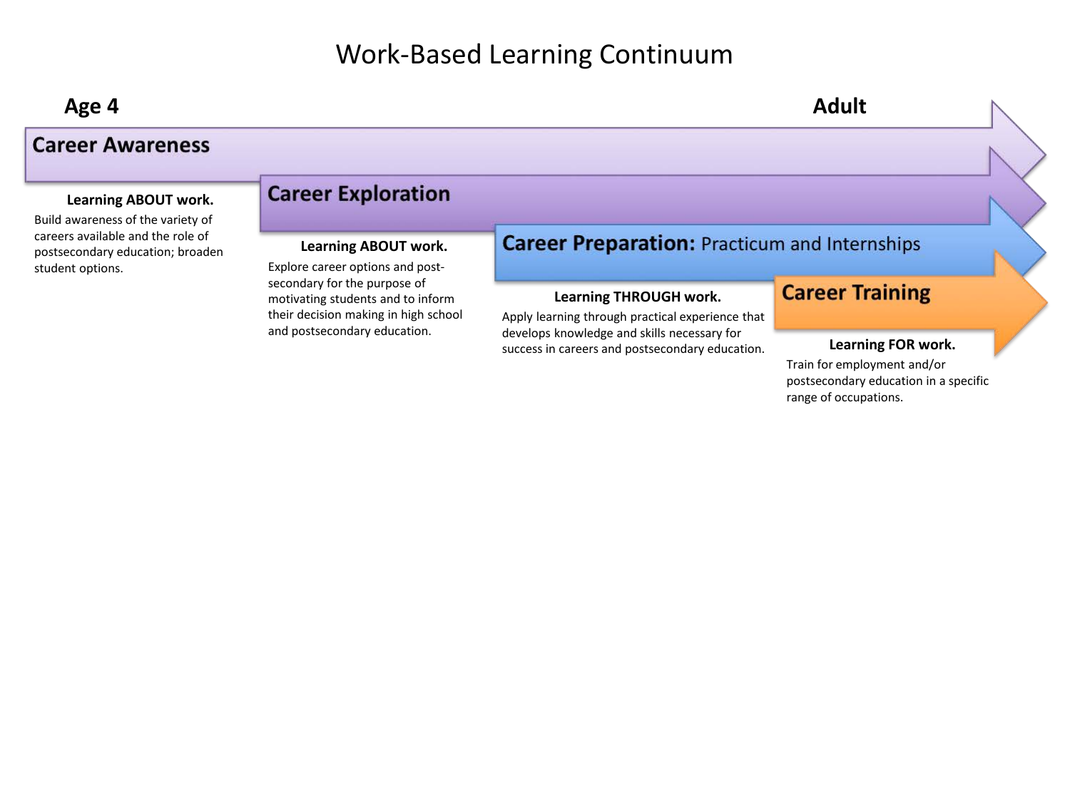# Work-Based Learning Continuum

**Age 4**

**Adult**

## Career Awareness

**Learning ABOUT work.**

Build awareness of the variety of careers available and the role of postsecondary education; broaden student options.

## Career Exploration

**Learning ABOUT work.**

Explore career options and post-secondary for the purpose of motivating students and to inform their decision making in high school and postsecondary education.

## Career Preparation: Practicum and Internships

**Learning THROUGH work.**

Apply learning through practical experience that develops knowledge and skills necessary for success in careers and postsecondary education.

## Career Training

**Learning FOR work.**

Train for employment and/or postsecondary education in a specific range of occupations.